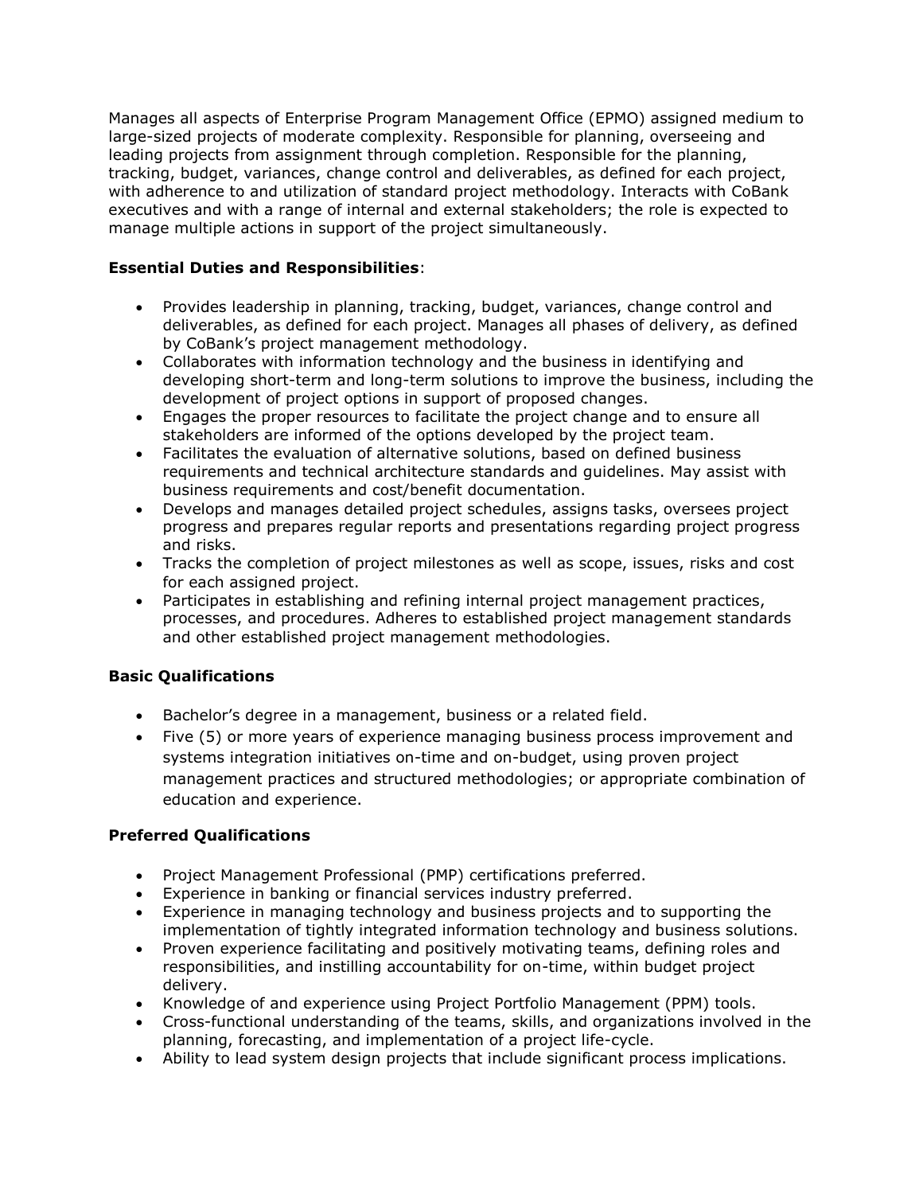Manages all aspects of Enterprise Program Management Office (EPMO) assigned medium to large-sized projects of moderate complexity. Responsible for planning, overseeing and leading projects from assignment through completion. Responsible for the planning, tracking, budget, variances, change control and deliverables, as defined for each project, with adherence to and utilization of standard project methodology. Interacts with CoBank executives and with a range of internal and external stakeholders; the role is expected to manage multiple actions in support of the project simultaneously.

**Essential Duties and Responsibilities**:

- Provides leadership in planning, tracking, budget, variances, change control and deliverables, as defined for each project. Manages all phases of delivery, as defined by CoBank's project management methodology.
- Collaborates with information technology and the business in identifying and developing short-term and long-term solutions to improve the business, including the development of project options in support of proposed changes.
- Engages the proper resources to facilitate the project change and to ensure all stakeholders are informed of the options developed by the project team.
- Facilitates the evaluation of alternative solutions, based on defined business requirements and technical architecture standards and guidelines. May assist with business requirements and cost/benefit documentation.
- Develops and manages detailed project schedules, assigns tasks, oversees project progress and prepares regular reports and presentations regarding project progress and risks.
- Tracks the completion of project milestones as well as scope, issues, risks and cost for each assigned project.
- Participates in establishing and refining internal project management practices, processes, and procedures. Adheres to established project management standards and other established project management methodologies.

**Basic Qualifications**

- Bachelor's degree in a management, business or a related field.
- Five (5) or more years of experience managing business process improvement and systems integration initiatives on-time and on-budget, using proven project management practices and structured methodologies; or appropriate combination of education and experience.

**Preferred Qualifications**

- Project Management Professional (PMP) certifications preferred.
- Experience in banking or financial services industry preferred.
- Experience in managing technology and business projects and to supporting the implementation of tightly integrated information technology and business solutions.
- Proven experience facilitating and positively motivating teams, defining roles and responsibilities, and instilling accountability for on-time, within budget project delivery.
- Knowledge of and experience using Project Portfolio Management (PPM) tools.
- Cross-functional understanding of the teams, skills, and organizations involved in the planning, forecasting, and implementation of a project life-cycle.
- Ability to lead system design projects that include significant process implications.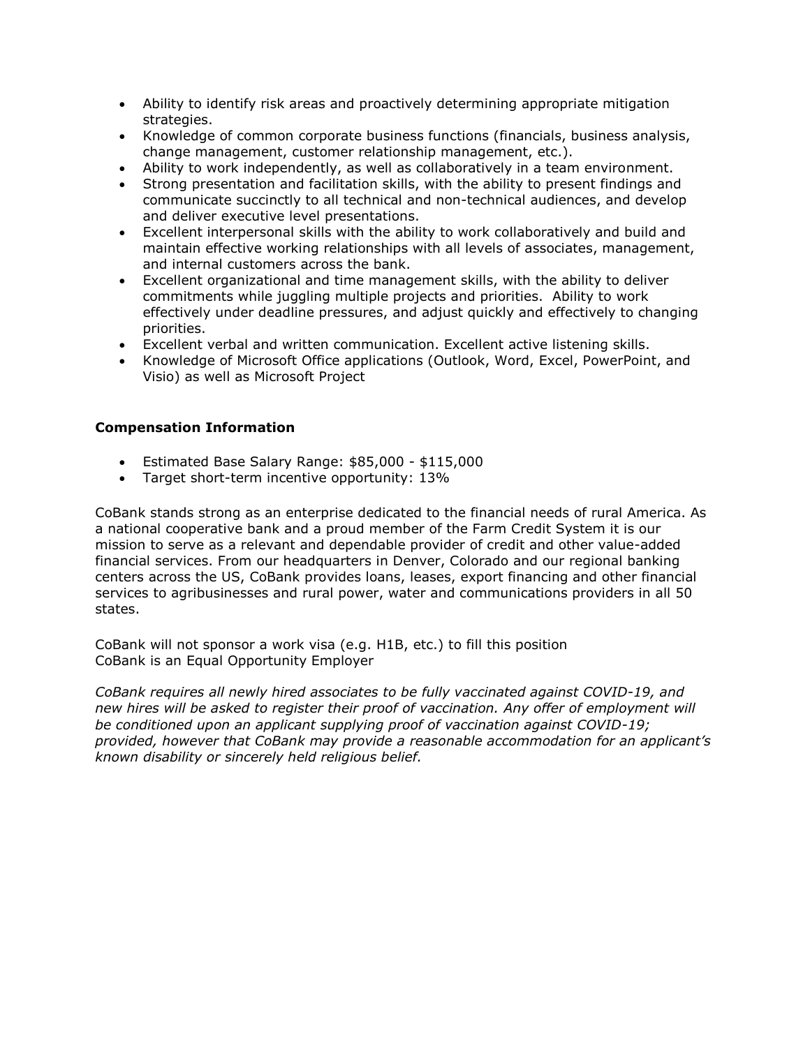- Ability to identify risk areas and proactively determining appropriate mitigation strategies.
- Knowledge of common corporate business functions (financials, business analysis, change management, customer relationship management, etc.).
- Ability to work independently, as well as collaboratively in a team environment.
- Strong presentation and facilitation skills, with the ability to present findings and communicate succinctly to all technical and non-technical audiences, and develop and deliver executive level presentations.
- Excellent interpersonal skills with the ability to work collaboratively and build and maintain effective working relationships with all levels of associates, management, and internal customers across the bank.
- Excellent organizational and time management skills, with the ability to deliver commitments while juggling multiple projects and priorities. Ability to work effectively under deadline pressures, and adjust quickly and effectively to changing priorities.
- Excellent verbal and written communication. Excellent active listening skills.
- Knowledge of Microsoft Office applications (Outlook, Word, Excel, PowerPoint, and Visio) as well as Microsoft Project

**Compensation Information**

- Estimated Base Salary Range: $85,000 - $115,000
- Target short-term incentive opportunity: 13%

CoBank stands strong as an enterprise dedicated to the financial needs of rural America. As a national cooperative bank and a proud member of the Farm Credit System it is our mission to serve as a relevant and dependable provider of credit and other value-added financial services. From our headquarters in Denver, Colorado and our regional banking centers across the US, CoBank provides loans, leases, export financing and other financial services to agribusinesses and rural power, water and communications providers in all 50 states.

CoBank will not sponsor a work visa (e.g. H1B, etc.) to fill this position
CoBank is an Equal Opportunity Employer

*CoBank requires all newly hired associates to be fully vaccinated against COVID-19, and new hires will be asked to register their proof of vaccination. Any offer of employment will be conditioned upon an applicant supplying proof of vaccination against COVID-19; provided, however that CoBank may provide a reasonable accommodation for an applicant's known disability or sincerely held religious belief.*